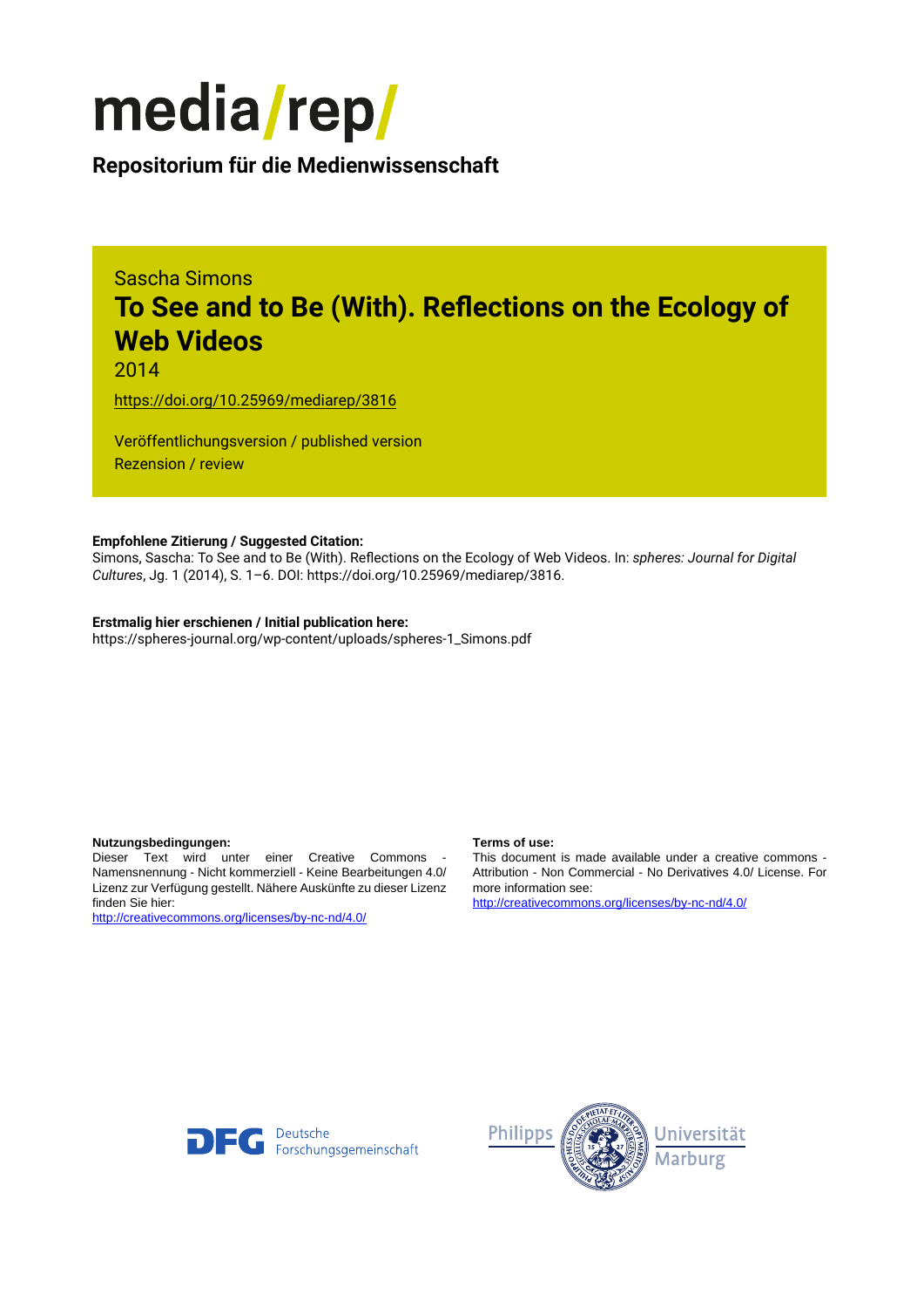# media/rep/

**Repositorium für die Medienwissenschaft**

Sascha Simons

# To See and to Be (With). Reflections on the Ecology of Web Videos

2014

https://doi.org/10.25969/mediarep/3816

Veröffentlichungsversion / published version
Rezension / review

**Empfohlene Zitierung / Suggested Citation:**
Simons, Sascha: To See and to Be (With). Reflections on the Ecology of Web Videos. In: *spheres: Journal for Digital Cultures*, Jg. 1 (2014), S. 1–6. DOI: https://doi.org/10.25969/mediarep/3816.

**Erstmalig hier erschienen / Initial publication here:**
https://spheres-journal.org/wp-content/uploads/spheres-1_Simons.pdf

**Nutzungsbedingungen:**
Dieser Text wird unter einer Creative Commons - Namensnennung - Nicht kommerziell - Keine Bearbeitungen 4.0/ Lizenz zur Verfügung gestellt. Nähere Auskünfte zu dieser Lizenz finden Sie hier:
http://creativecommons.org/licenses/by-nc-nd/4.0/

**Terms of use:**
This document is made available under a creative commons - Attribution - Non Commercial - No Derivatives 4.0/ License. For more information see:
http://creativecommons.org/licenses/by-nc-nd/4.0/

Deutsche Forschungsgemeinschaft

Philipps Universität Marburg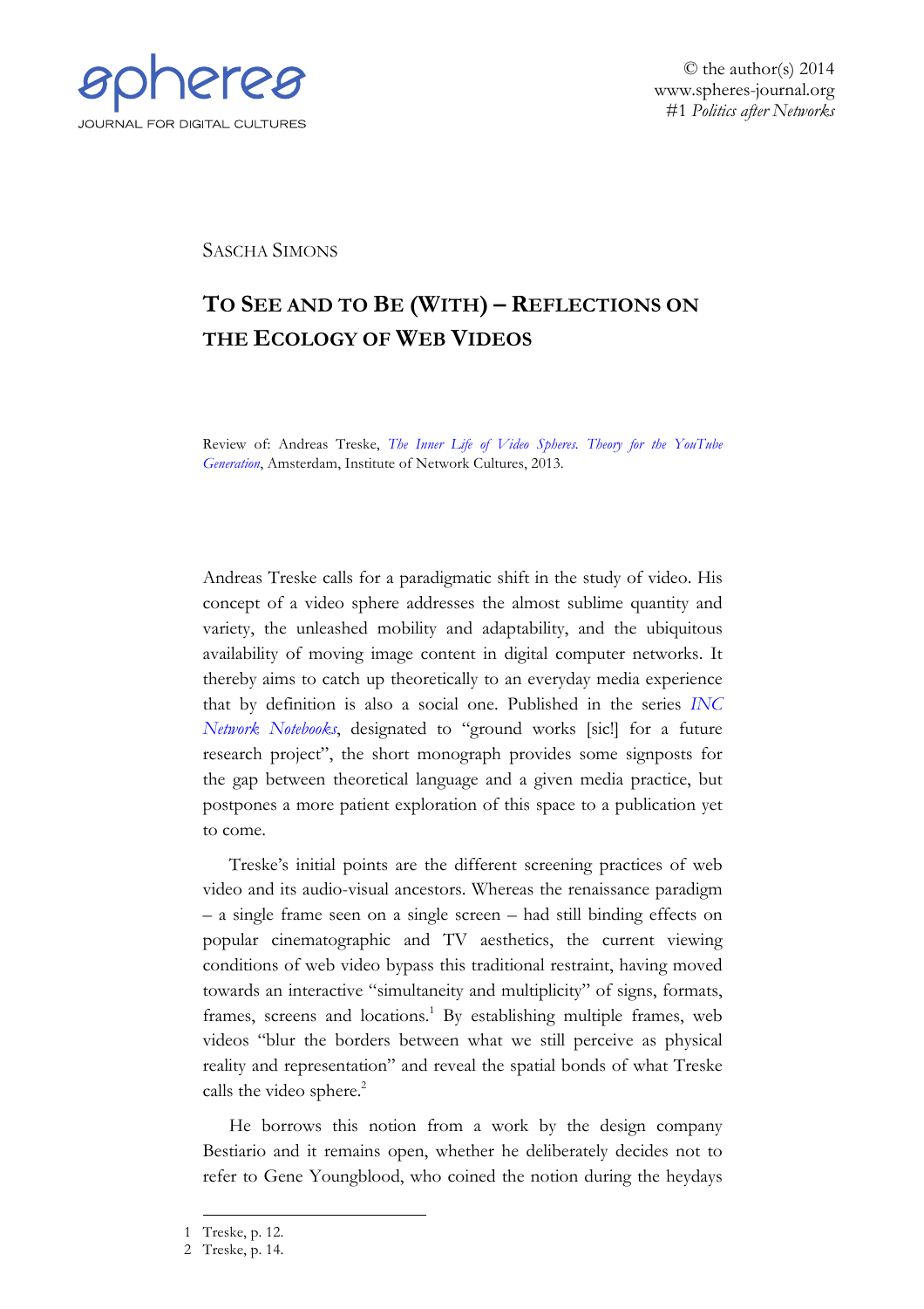Sascha Simons

# To See and to Be (With) – Reflections on the Ecology of Web Videos

Review of: Andreas Treske, *The Inner Life of Video Spheres. Theory for the YouTube Generation*, Amsterdam, Institute of Network Cultures, 2013.

Andreas Treske calls for a paradigmatic shift in the study of video. His concept of a video sphere addresses the almost sublime quantity and variety, the unleashed mobility and adaptability, and the ubiquitous availability of moving image content in digital computer networks. It thereby aims to catch up theoretically to an everyday media experience that by definition is also a social one. Published in the series *INC Network Notebooks*, designated to "ground works [sic!] for a future research project", the short monograph provides some signposts for the gap between theoretical language and a given media practice, but postpones a more patient exploration of this space to a publication yet to come.

Treske's initial points are the different screening practices of web video and its audio-visual ancestors. Whereas the renaissance paradigm – a single frame seen on a single screen – had still binding effects on popular cinematographic and TV aesthetics, the current viewing conditions of web video bypass this traditional restraint, having moved towards an interactive "simultaneity and multiplicity" of signs, formats, frames, screens and locations.[1] By establishing multiple frames, web videos "blur the borders between what we still perceive as physical reality and representation" and reveal the spatial bonds of what Treske calls the video sphere.[2]

He borrows this notion from a work by the design company Bestiario and it remains open, whether he deliberately decides not to refer to Gene Youngblood, who coined the notion during the heydays

---

1 Treske, p. 12.

2 Treske, p. 14.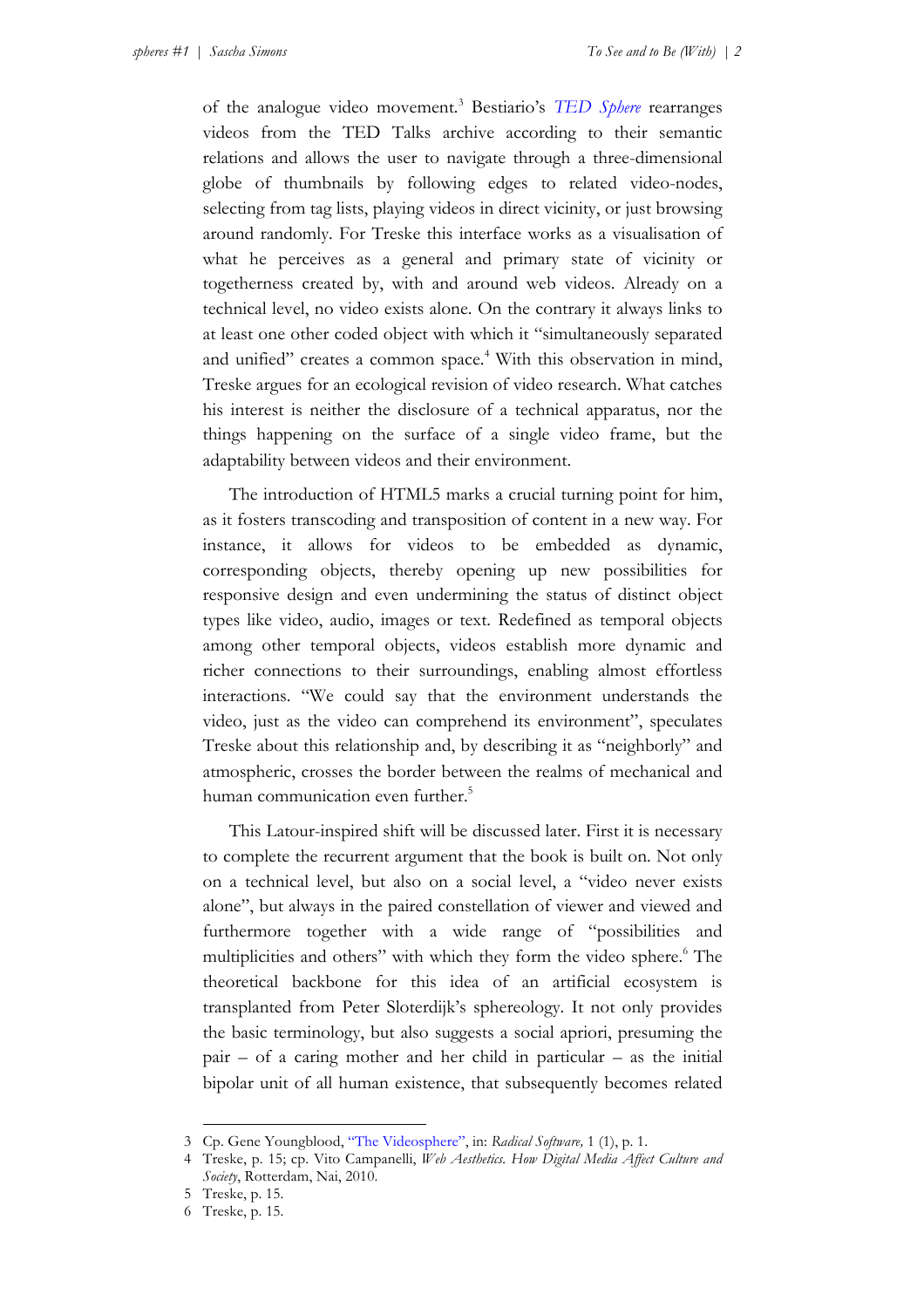of the analogue video movement.[3] Bestiario's *TED Sphere* rearranges videos from the TED Talks archive according to their semantic relations and allows the user to navigate through a three-dimensional globe of thumbnails by following edges to related video-nodes, selecting from tag lists, playing videos in direct vicinity, or just browsing around randomly. For Treske this interface works as a visualisation of what he perceives as a general and primary state of vicinity or togetherness created by, with and around web videos. Already on a technical level, no video exists alone. On the contrary it always links to at least one other coded object with which it "simultaneously separated and unified" creates a common space.[4] With this observation in mind, Treske argues for an ecological revision of video research. What catches his interest is neither the disclosure of a technical apparatus, nor the things happening on the surface of a single video frame, but the adaptability between videos and their environment.

The introduction of HTML5 marks a crucial turning point for him, as it fosters transcoding and transposition of content in a new way. For instance, it allows for videos to be embedded as dynamic, corresponding objects, thereby opening up new possibilities for responsive design and even undermining the status of distinct object types like video, audio, images or text. Redefined as temporal objects among other temporal objects, videos establish more dynamic and richer connections to their surroundings, enabling almost effortless interactions. "We could say that the environment understands the video, just as the video can comprehend its environment", speculates Treske about this relationship and, by describing it as "neighborly" and atmospheric, crosses the border between the realms of mechanical and human communication even further.[5]

This Latour-inspired shift will be discussed later. First it is necessary to complete the recurrent argument that the book is built on. Not only on a technical level, but also on a social level, a "video never exists alone", but always in the paired constellation of viewer and viewed and furthermore together with a wide range of "possibilities and multiplicities and others" with which they form the video sphere.[6] The theoretical backbone for this idea of an artificial ecosystem is transplanted from Peter Sloterdijk's sphereology. It not only provides the basic terminology, but also suggests a social apriori, presuming the pair – of a caring mother and her child in particular – as the initial bipolar unit of all human existence, that subsequently becomes related

---

3 Cp. Gene Youngblood, "The Videosphere", in: *Radical Software,* 1 (1), p. 1.

4 Treske, p. 15; cp. Vito Campanelli, *Web Aesthetics. How Digital Media Affect Culture and Society*, Rotterdam, Nai, 2010.

5 Treske, p. 15.

6 Treske, p. 15.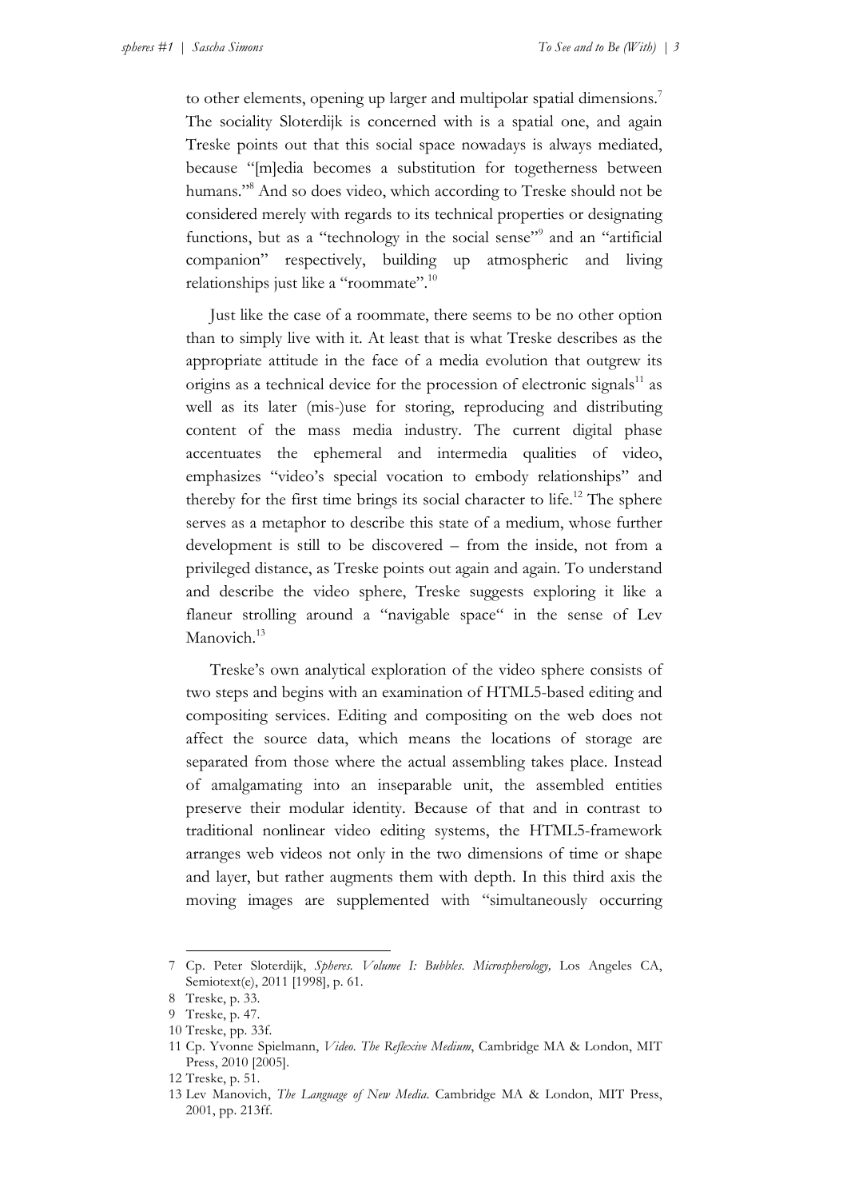to other elements, opening up larger and multipolar spatial dimensions.[7] The sociality Sloterdijk is concerned with is a spatial one, and again Treske points out that this social space nowadays is always mediated, because "[m]edia becomes a substitution for togetherness between humans."[8] And so does video, which according to Treske should not be considered merely with regards to its technical properties or designating functions, but as a "technology in the social sense"[9] and an "artificial companion" respectively, building up atmospheric and living relationships just like a "roommate".[10]

Just like the case of a roommate, there seems to be no other option than to simply live with it. At least that is what Treske describes as the appropriate attitude in the face of a media evolution that outgrew its origins as a technical device for the procession of electronic signals[11] as well as its later (mis-)use for storing, reproducing and distributing content of the mass media industry. The current digital phase accentuates the ephemeral and intermedia qualities of video, emphasizes "video's special vocation to embody relationships" and thereby for the first time brings its social character to life.[12] The sphere serves as a metaphor to describe this state of a medium, whose further development is still to be discovered – from the inside, not from a privileged distance, as Treske points out again and again. To understand and describe the video sphere, Treske suggests exploring it like a flaneur strolling around a "navigable space" in the sense of Lev Manovich.[13]

Treske's own analytical exploration of the video sphere consists of two steps and begins with an examination of HTML5-based editing and compositing services. Editing and compositing on the web does not affect the source data, which means the locations of storage are separated from those where the actual assembling takes place. Instead of amalgamating into an inseparable unit, the assembled entities preserve their modular identity. Because of that and in contrast to traditional nonlinear video editing systems, the HTML5-framework arranges web videos not only in the two dimensions of time or shape and layer, but rather augments them with depth. In this third axis the moving images are supplemented with "simultaneously occurring

---

7 Cp. Peter Sloterdijk, *Spheres. Volume I: Bubbles. Microspherology,* Los Angeles CA, Semiotext(e), 2011 [1998], p. 61.

8 Treske, p. 33.

9 Treske, p. 47.

10 Treske, pp. 33f.

11 Cp. Yvonne Spielmann, *Video. The Reflexive Medium*, Cambridge MA & London, MIT Press, 2010 [2005].

12 Treske, p. 51.

13 Lev Manovich, *The Language of New Media*. Cambridge MA & London, MIT Press, 2001, pp. 213ff.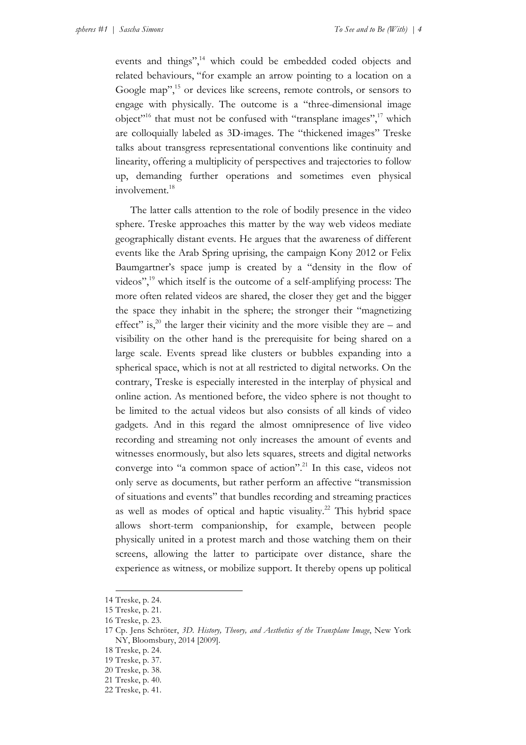events and things",[14] which could be embedded coded objects and related behaviours, "for example an arrow pointing to a location on a Google map",[15] or devices like screens, remote controls, or sensors to engage with physically. The outcome is a "three-dimensional image object"[16] that must not be confused with "transplane images",[17] which are colloquially labeled as 3D-images. The "thickened images" Treske talks about transgress representational conventions like continuity and linearity, offering a multiplicity of perspectives and trajectories to follow up, demanding further operations and sometimes even physical involvement.[18]

The latter calls attention to the role of bodily presence in the video sphere. Treske approaches this matter by the way web videos mediate geographically distant events. He argues that the awareness of different events like the Arab Spring uprising, the campaign Kony 2012 or Felix Baumgartner's space jump is created by a "density in the flow of videos",[19] which itself is the outcome of a self-amplifying process: The more often related videos are shared, the closer they get and the bigger the space they inhabit in the sphere; the stronger their "magnetizing effect" is,[20] the larger their vicinity and the more visible they are – and visibility on the other hand is the prerequisite for being shared on a large scale. Events spread like clusters or bubbles expanding into a spherical space, which is not at all restricted to digital networks. On the contrary, Treske is especially interested in the interplay of physical and online action. As mentioned before, the video sphere is not thought to be limited to the actual videos but also consists of all kinds of video gadgets. And in this regard the almost omnipresence of live video recording and streaming not only increases the amount of events and witnesses enormously, but also lets squares, streets and digital networks converge into "a common space of action".[21] In this case, videos not only serve as documents, but rather perform an affective "transmission of situations and events" that bundles recording and streaming practices as well as modes of optical and haptic visuality.[22] This hybrid space allows short-term companionship, for example, between people physically united in a protest march and those watching them on their screens, allowing the latter to participate over distance, share the experience as witness, or mobilize support. It thereby opens up political

---

14 Treske, p. 24.

15 Treske, p. 21.

16 Treske, p. 23.

17 Cp. Jens Schröter, *3D. History, Theory, and Aesthetics of the Transplane Image*, New York NY, Bloomsbury, 2014 [2009].

18 Treske, p. 24.

19 Treske, p. 37.

20 Treske, p. 38.

21 Treske, p. 40.

22 Treske, p. 41.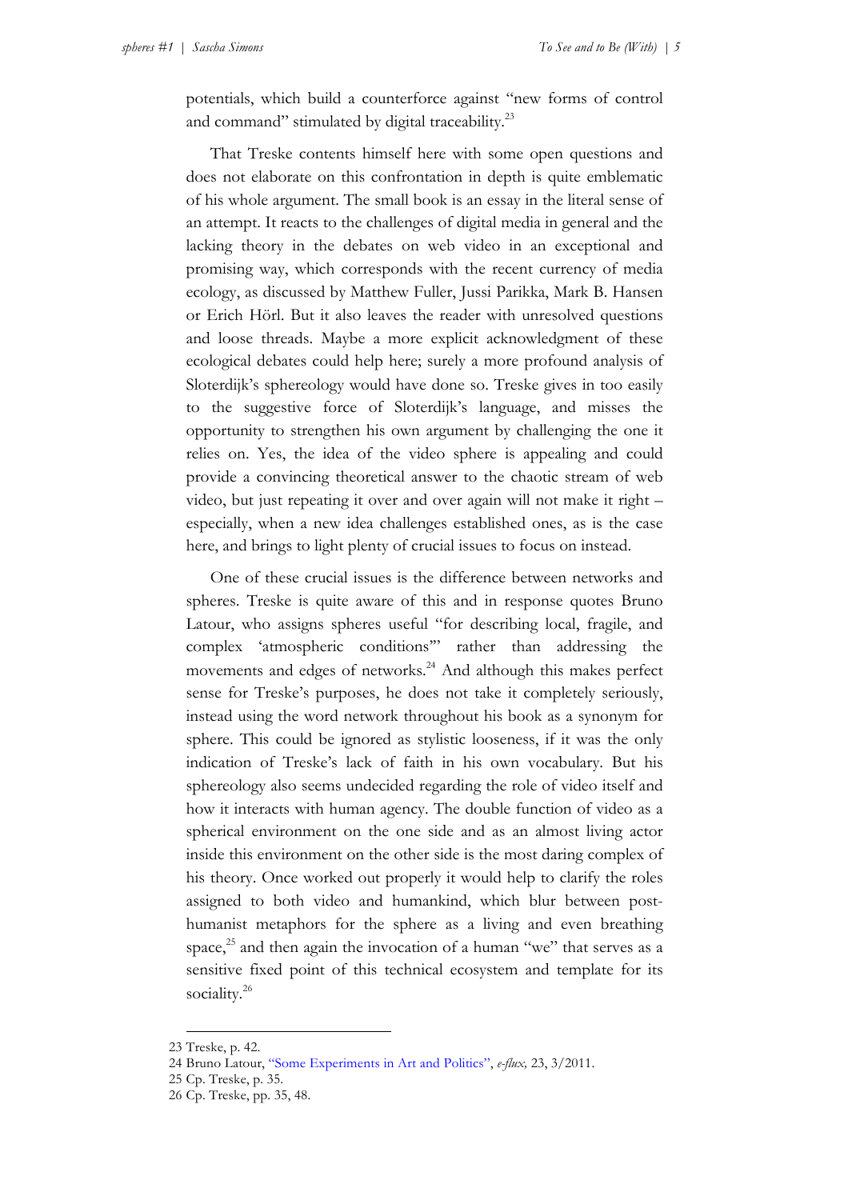potentials, which build a counterforce against "new forms of control and command" stimulated by digital traceability.[23]

That Treske contents himself here with some open questions and does not elaborate on this confrontation in depth is quite emblematic of his whole argument. The small book is an essay in the literal sense of an attempt. It reacts to the challenges of digital media in general and the lacking theory in the debates on web video in an exceptional and promising way, which corresponds with the recent currency of media ecology, as discussed by Matthew Fuller, Jussi Parikka, Mark B. Hansen or Erich Hörl. But it also leaves the reader with unresolved questions and loose threads. Maybe a more explicit acknowledgment of these ecological debates could help here; surely a more profound analysis of Sloterdijk's sphereology would have done so. Treske gives in too easily to the suggestive force of Sloterdijk's language, and misses the opportunity to strengthen his own argument by challenging the one it relies on. Yes, the idea of the video sphere is appealing and could provide a convincing theoretical answer to the chaotic stream of web video, but just repeating it over and over again will not make it right – especially, when a new idea challenges established ones, as is the case here, and brings to light plenty of crucial issues to focus on instead.

One of these crucial issues is the difference between networks and spheres. Treske is quite aware of this and in response quotes Bruno Latour, who assigns spheres useful "for describing local, fragile, and complex 'atmospheric conditions'" rather than addressing the movements and edges of networks.[24] And although this makes perfect sense for Treske's purposes, he does not take it completely seriously, instead using the word network throughout his book as a synonym for sphere. This could be ignored as stylistic looseness, if it was the only indication of Treske's lack of faith in his own vocabulary. But his sphereology also seems undecided regarding the role of video itself and how it interacts with human agency. The double function of video as a spherical environment on the one side and as an almost living actor inside this environment on the other side is the most daring complex of his theory. Once worked out properly it would help to clarify the roles assigned to both video and humankind, which blur between posthumanist metaphors for the sphere as a living and even breathing space,[25] and then again the invocation of a human "we" that serves as a sensitive fixed point of this technical ecosystem and template for its sociality.[26]

---

23 Treske, p. 42.

24 Bruno Latour, "Some Experiments in Art and Politics", *e-flux,* 23, 3/2011.

25 Cp. Treske, p. 35.

26 Cp. Treske, pp. 35, 48.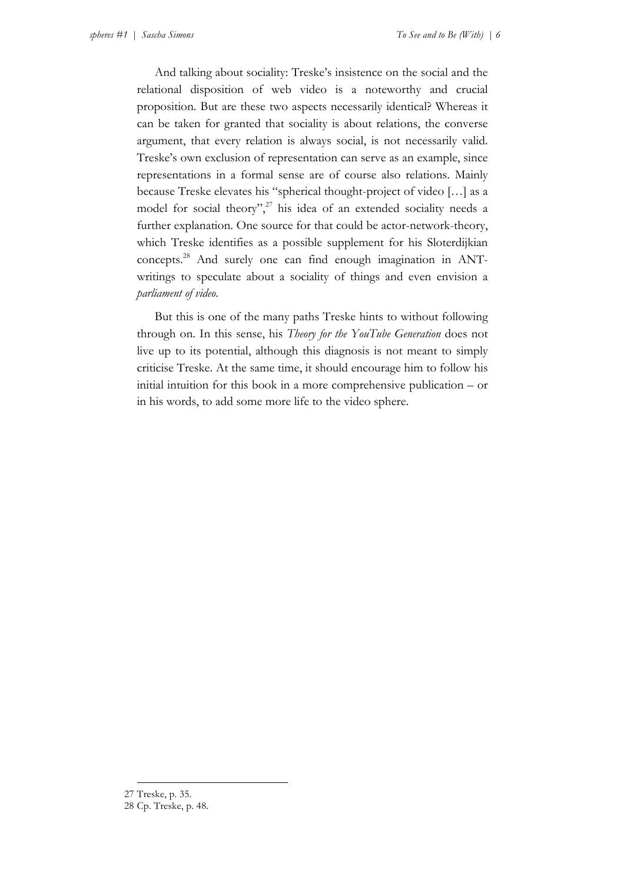And talking about sociality: Treske's insistence on the social and the relational disposition of web video is a noteworthy and crucial proposition. But are these two aspects necessarily identical? Whereas it can be taken for granted that sociality is about relations, the converse argument, that every relation is always social, is not necessarily valid. Treske's own exclusion of representation can serve as an example, since representations in a formal sense are of course also relations. Mainly because Treske elevates his "spherical thought-project of video […] as a model for social theory",[27] his idea of an extended sociality needs a further explanation. One source for that could be actor-network-theory, which Treske identifies as a possible supplement for his Sloterdijkian concepts.[28] And surely one can find enough imagination in ANT-writings to speculate about a sociality of things and even envision a *parliament of video*.

But this is one of the many paths Treske hints to without following through on. In this sense, his *Theory for the YouTube Generation* does not live up to its potential, although this diagnosis is not meant to simply criticise Treske. At the same time, it should encourage him to follow his initial intuition for this book in a more comprehensive publication – or in his words, to add some more life to the video sphere.

---

27 Treske, p. 35.

28 Cp. Treske, p. 48.